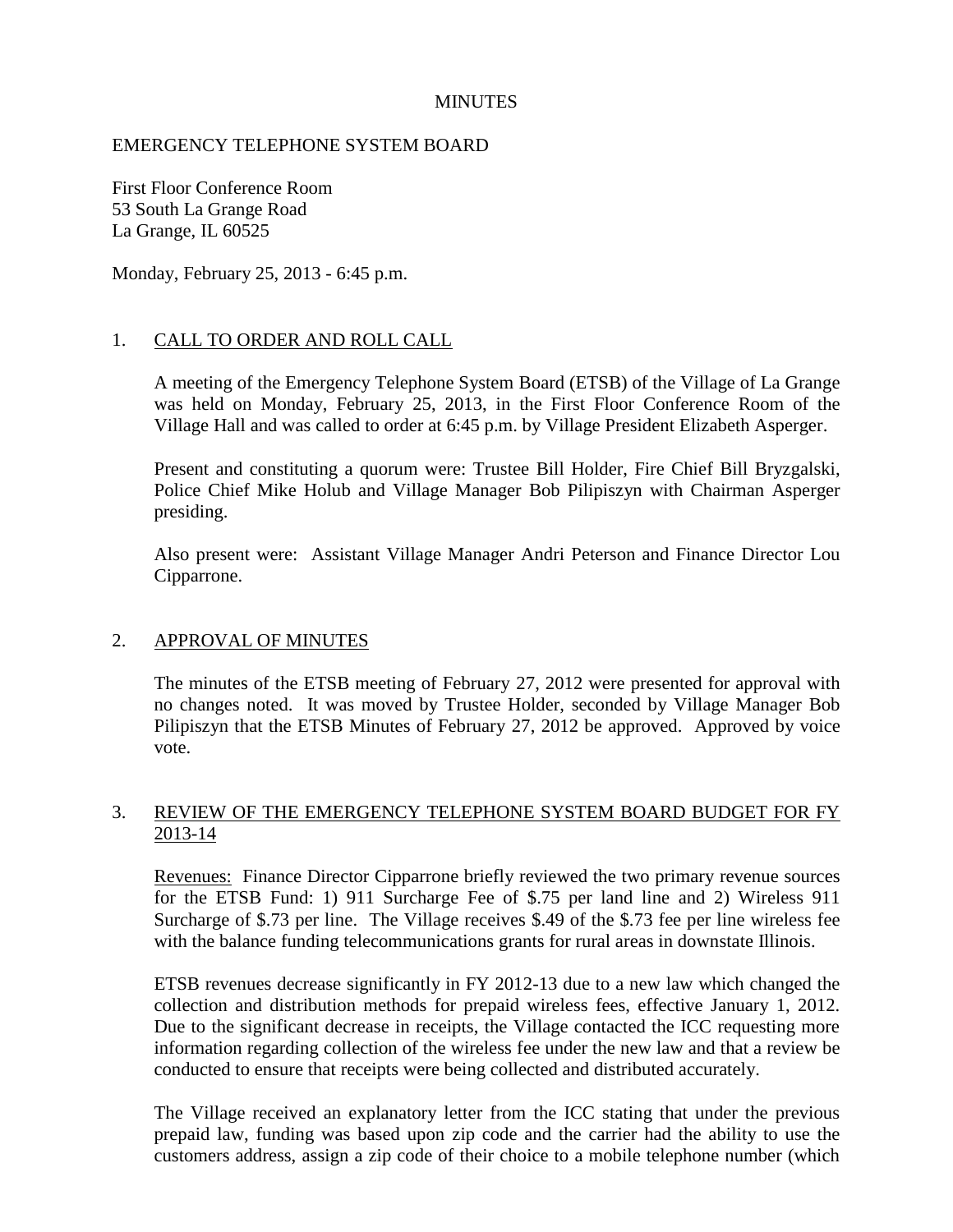# MINUTES

## EMERGENCY TELEPHONE SYSTEM BOARD

First Floor Conference Room
53 South La Grange Road
La Grange, IL 60525

Monday, February 25, 2013 - 6:45 p.m.

### 1. CALL TO ORDER AND ROLL CALL

A meeting of the Emergency Telephone System Board (ETSB) of the Village of La Grange was held on Monday, February 25, 2013, in the First Floor Conference Room of the Village Hall and was called to order at 6:45 p.m. by Village President Elizabeth Asperger.

Present and constituting a quorum were: Trustee Bill Holder, Fire Chief Bill Bryzgalski, Police Chief Mike Holub and Village Manager Bob Pilipiszyn with Chairman Asperger presiding.

Also present were: Assistant Village Manager Andri Peterson and Finance Director Lou Cipparrone.

### 2. APPROVAL OF MINUTES

The minutes of the ETSB meeting of February 27, 2012 were presented for approval with no changes noted. It was moved by Trustee Holder, seconded by Village Manager Bob Pilipiszyn that the ETSB Minutes of February 27, 2012 be approved. Approved by voice vote.

### 3. REVIEW OF THE EMERGENCY TELEPHONE SYSTEM BOARD BUDGET FOR FY 2013-14

Revenues: Finance Director Cipparrone briefly reviewed the two primary revenue sources for the ETSB Fund: 1) 911 Surcharge Fee of $.75 per land line and 2) Wireless 911 Surcharge of $.73 per line. The Village receives $.49 of the $.73 fee per line wireless fee with the balance funding telecommunications grants for rural areas in downstate Illinois.

ETSB revenues decrease significantly in FY 2012-13 due to a new law which changed the collection and distribution methods for prepaid wireless fees, effective January 1, 2012. Due to the significant decrease in receipts, the Village contacted the ICC requesting more information regarding collection of the wireless fee under the new law and that a review be conducted to ensure that receipts were being collected and distributed accurately.

The Village received an explanatory letter from the ICC stating that under the previous prepaid law, funding was based upon zip code and the carrier had the ability to use the customers address, assign a zip code of their choice to a mobile telephone number (which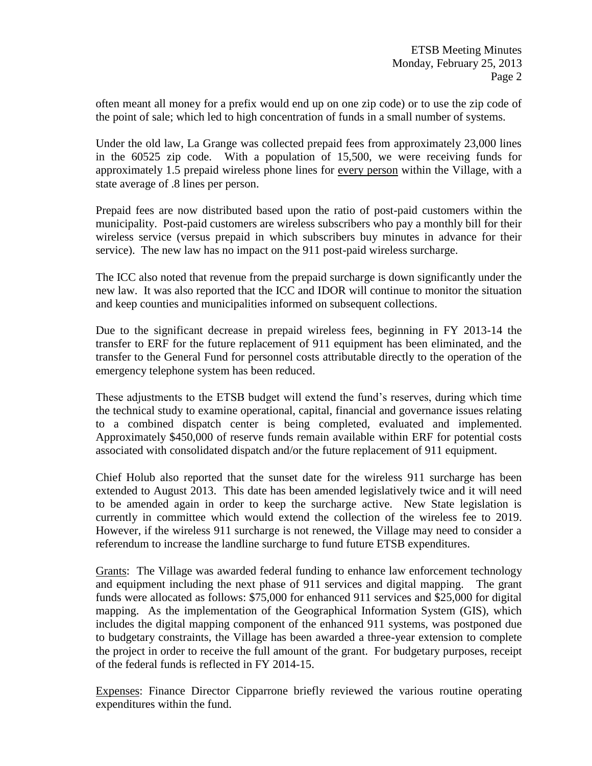often meant all money for a prefix would end up on one zip code) or to use the zip code of the point of sale; which led to high concentration of funds in a small number of systems.

Under the old law, La Grange was collected prepaid fees from approximately 23,000 lines in the 60525 zip code. With a population of 15,500, we were receiving funds for approximately 1.5 prepaid wireless phone lines for <u>every person</u> within the Village, with a state average of .8 lines per person.

Prepaid fees are now distributed based upon the ratio of post-paid customers within the municipality. Post-paid customers are wireless subscribers who pay a monthly bill for their wireless service (versus prepaid in which subscribers buy minutes in advance for their service). The new law has no impact on the 911 post-paid wireless surcharge.

The ICC also noted that revenue from the prepaid surcharge is down significantly under the new law. It was also reported that the ICC and IDOR will continue to monitor the situation and keep counties and municipalities informed on subsequent collections.

Due to the significant decrease in prepaid wireless fees, beginning in FY 2013-14 the transfer to ERF for the future replacement of 911 equipment has been eliminated, and the transfer to the General Fund for personnel costs attributable directly to the operation of the emergency telephone system has been reduced.

These adjustments to the ETSB budget will extend the fund's reserves, during which time the technical study to examine operational, capital, financial and governance issues relating to a combined dispatch center is being completed, evaluated and implemented. Approximately $450,000 of reserve funds remain available within ERF for potential costs associated with consolidated dispatch and/or the future replacement of 911 equipment.

Chief Holub also reported that the sunset date for the wireless 911 surcharge has been extended to August 2013. This date has been amended legislatively twice and it will need to be amended again in order to keep the surcharge active. New State legislation is currently in committee which would extend the collection of the wireless fee to 2019. However, if the wireless 911 surcharge is not renewed, the Village may need to consider a referendum to increase the landline surcharge to fund future ETSB expenditures.

<u>Grants</u>: The Village was awarded federal funding to enhance law enforcement technology and equipment including the next phase of 911 services and digital mapping. The grant funds were allocated as follows: $75,000 for enhanced 911 services and $25,000 for digital mapping. As the implementation of the Geographical Information System (GIS), which includes the digital mapping component of the enhanced 911 systems, was postponed due to budgetary constraints, the Village has been awarded a three-year extension to complete the project in order to receive the full amount of the grant. For budgetary purposes, receipt of the federal funds is reflected in FY 2014-15.

<u>Expenses</u>: Finance Director Cipparrone briefly reviewed the various routine operating expenditures within the fund.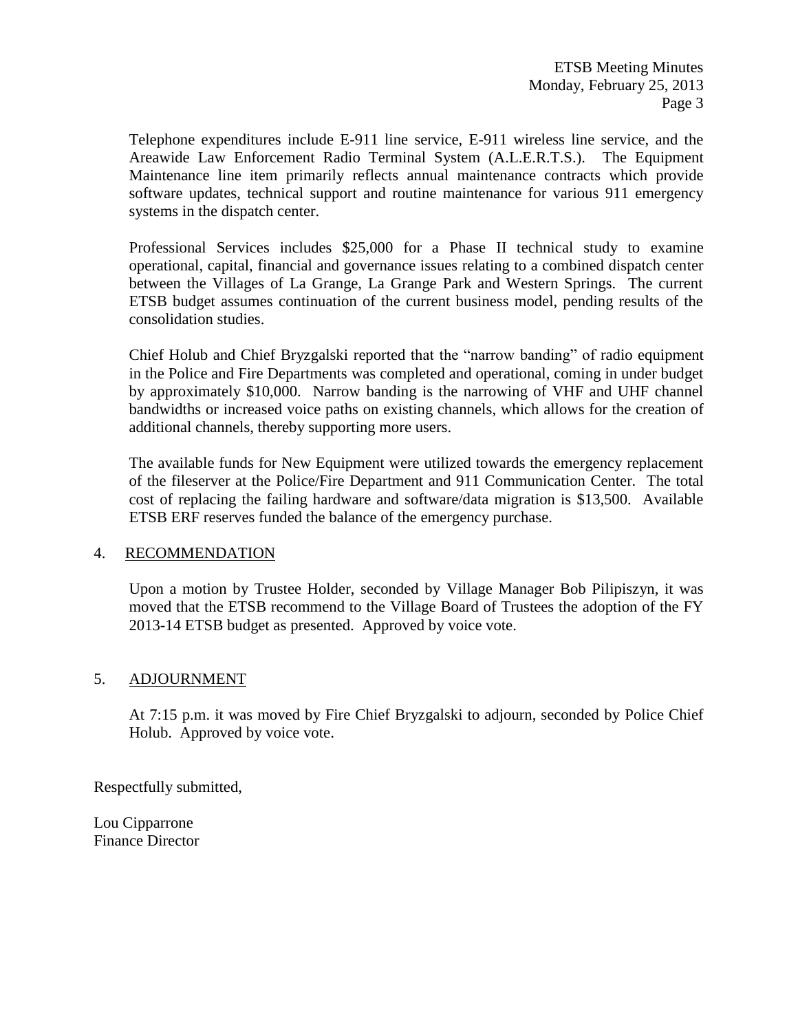Telephone expenditures include E-911 line service, E-911 wireless line service, and the Areawide Law Enforcement Radio Terminal System (A.L.E.R.T.S.). The Equipment Maintenance line item primarily reflects annual maintenance contracts which provide software updates, technical support and routine maintenance for various 911 emergency systems in the dispatch center.

Professional Services includes $25,000 for a Phase II technical study to examine operational, capital, financial and governance issues relating to a combined dispatch center between the Villages of La Grange, La Grange Park and Western Springs. The current ETSB budget assumes continuation of the current business model, pending results of the consolidation studies.

Chief Holub and Chief Bryzgalski reported that the "narrow banding" of radio equipment in the Police and Fire Departments was completed and operational, coming in under budget by approximately $10,000. Narrow banding is the narrowing of VHF and UHF channel bandwidths or increased voice paths on existing channels, which allows for the creation of additional channels, thereby supporting more users.

The available funds for New Equipment were utilized towards the emergency replacement of the fileserver at the Police/Fire Department and 911 Communication Center. The total cost of replacing the failing hardware and software/data migration is $13,500. Available ETSB ERF reserves funded the balance of the emergency purchase.

4. RECOMMENDATION

Upon a motion by Trustee Holder, seconded by Village Manager Bob Pilipiszyn, it was moved that the ETSB recommend to the Village Board of Trustees the adoption of the FY 2013-14 ETSB budget as presented. Approved by voice vote.

5. ADJOURNMENT

At 7:15 p.m. it was moved by Fire Chief Bryzgalski to adjourn, seconded by Police Chief Holub. Approved by voice vote.

Respectfully submitted,

Lou Cipparrone
Finance Director